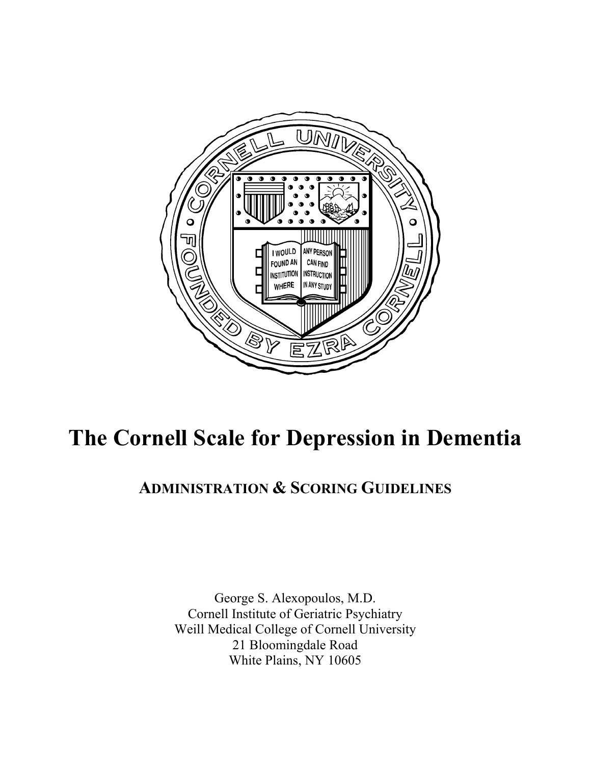# The Cornell Scale for Depression in Dementia

## ADMINISTRATION & SCORING GUIDELINES

George S. Alexopoulos, M.D.
Cornell Institute of Geriatric Psychiatry
Weill Medical College of Cornell University
21 Bloomingdale Road
White Plains, NY 10605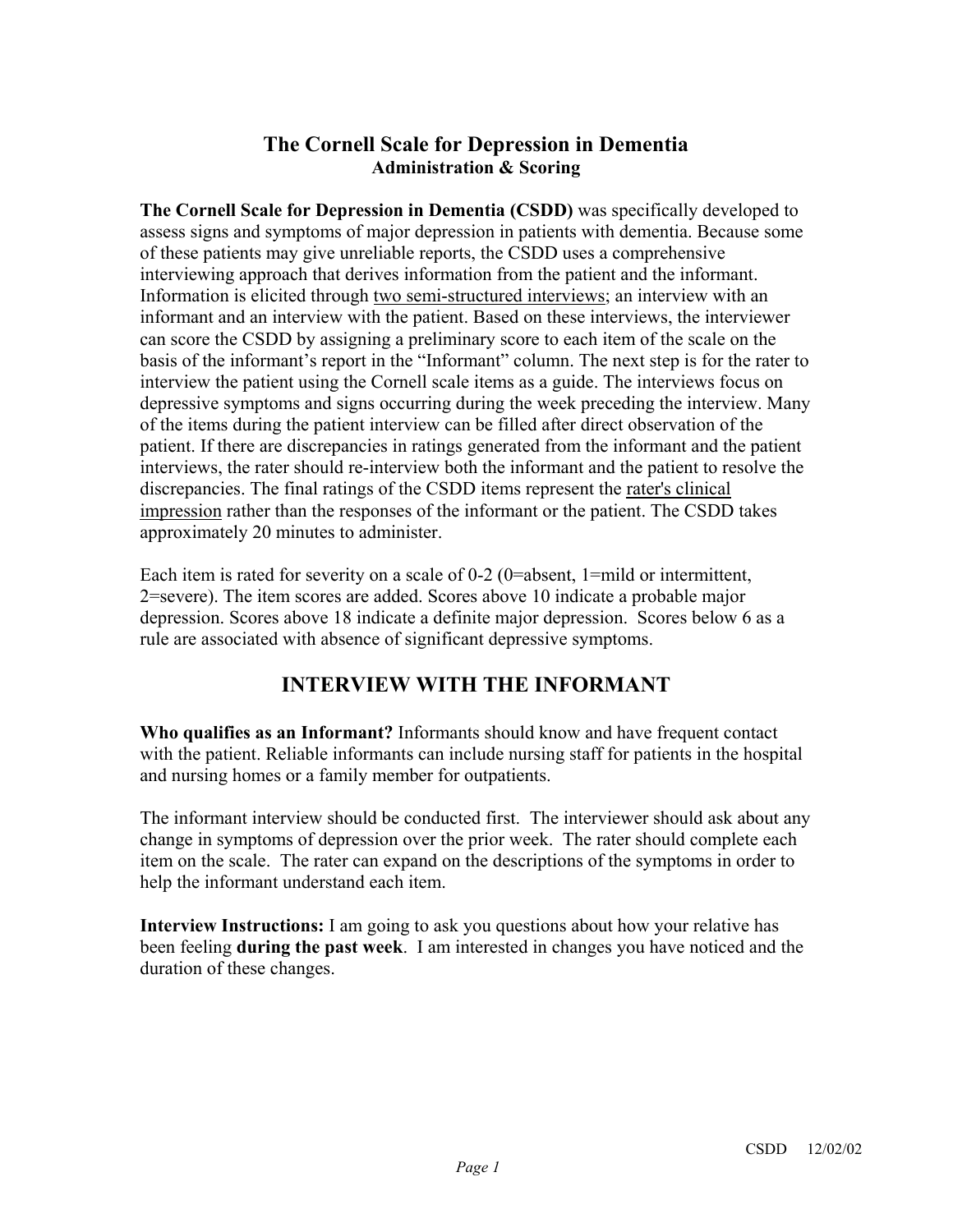# The Cornell Scale for Depression in Dementia

## Administration & Scoring

**The Cornell Scale for Depression in Dementia (CSDD)** was specifically developed to assess signs and symptoms of major depression in patients with dementia. Because some of these patients may give unreliable reports, the CSDD uses a comprehensive interviewing approach that derives information from the patient and the informant. Information is elicited through <u>two semi-structured interviews;</u> an interview with an informant and an interview with the patient. Based on these interviews, the interviewer can score the CSDD by assigning a preliminary score to each item of the scale on the basis of the informant's report in the "Informant" column. The next step is for the rater to interview the patient using the Cornell scale items as a guide. The interviews focus on depressive symptoms and signs occurring during the week preceding the interview. Many of the items during the patient interview can be filled after direct observation of the patient. If there are discrepancies in ratings generated from the informant and the patient interviews, the rater should re-interview both the informant and the patient to resolve the discrepancies. The final ratings of the CSDD items represent the <u>rater's clinical impression</u> rather than the responses of the informant or the patient. The CSDD takes approximately 20 minutes to administer.

Each item is rated for severity on a scale of 0-2 (0=absent, 1=mild or intermittent, 2=severe). The item scores are added. Scores above 10 indicate a probable major depression. Scores above 18 indicate a definite major depression. Scores below 6 as a rule are associated with absence of significant depressive symptoms.

## INTERVIEW WITH THE INFORMANT

**Who qualifies as an Informant?** Informants should know and have frequent contact with the patient. Reliable informants can include nursing staff for patients in the hospital and nursing homes or a family member for outpatients.

The informant interview should be conducted first. The interviewer should ask about any change in symptoms of depression over the prior week. The rater should complete each item on the scale. The rater can expand on the descriptions of the symptoms in order to help the informant understand each item.

**Interview Instructions:** I am going to ask you questions about how your relative has been feeling **during the past week**. I am interested in changes you have noticed and the duration of these changes.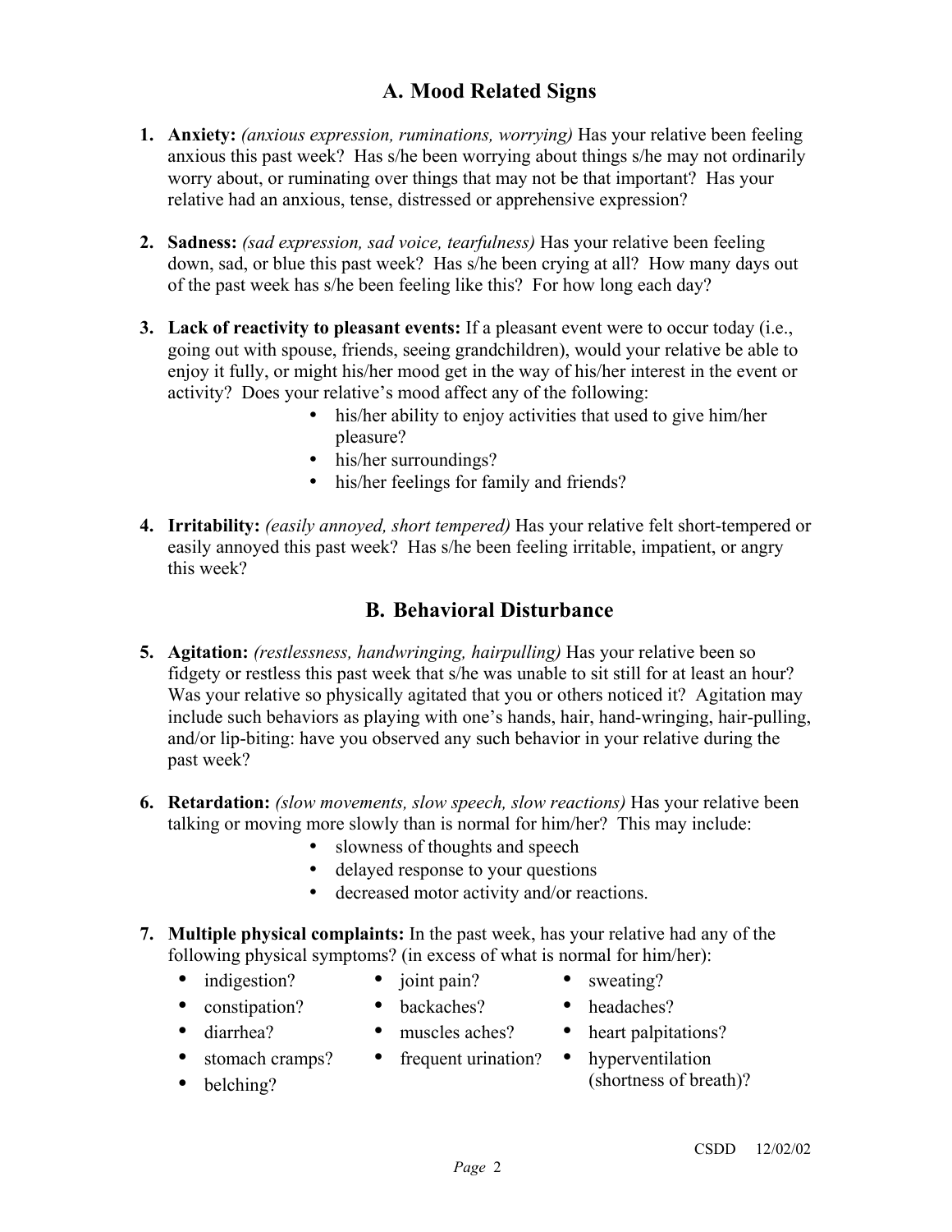## A. Mood Related Signs

1. **Anxiety:** *(anxious expression, ruminations, worrying)* Has your relative been feeling anxious this past week? Has s/he been worrying about things s/he may not ordinarily worry about, or ruminating over things that may not be that important? Has your relative had an anxious, tense, distressed or apprehensive expression?

2. **Sadness:** *(sad expression, sad voice, tearfulness)* Has your relative been feeling down, sad, or blue this past week? Has s/he been crying at all? How many days out of the past week has s/he been feeling like this? For how long each day?

3. **Lack of reactivity to pleasant events:** If a pleasant event were to occur today (i.e., going out with spouse, friends, seeing grandchildren), would your relative be able to enjoy it fully, or might his/her mood get in the way of his/her interest in the event or activity? Does your relative's mood affect any of the following:
   - his/her ability to enjoy activities that used to give him/her pleasure?
   - his/her surroundings?
   - his/her feelings for family and friends?

4. **Irritability:** *(easily annoyed, short tempered)* Has your relative felt short-tempered or easily annoyed this past week? Has s/he been feeling irritable, impatient, or angry this week?

## B. Behavioral Disturbance

5. **Agitation:** *(restlessness, handwringing, hairpulling)* Has your relative been so fidgety or restless this past week that s/he was unable to sit still for at least an hour? Was your relative so physically agitated that you or others noticed it? Agitation may include such behaviors as playing with one's hands, hair, hand-wringing, hair-pulling, and/or lip-biting: have you observed any such behavior in your relative during the past week?

6. **Retardation:** *(slow movements, slow speech, slow reactions)* Has your relative been talking or moving more slowly than is normal for him/her? This may include:
   - slowness of thoughts and speech
   - delayed response to your questions
   - decreased motor activity and/or reactions.

7. **Multiple physical complaints:** In the past week, has your relative had any of the following physical symptoms? (in excess of what is normal for him/her):
   - indigestion?
   - constipation?
   - diarrhea?
   - stomach cramps?
   - belching?
   - joint pain?
   - backaches?
   - muscles aches?
   - frequent urination?
   - sweating?
   - headaches?
   - heart palpitations?
   - hyperventilation (shortness of breath)?

CSDD 12/02/02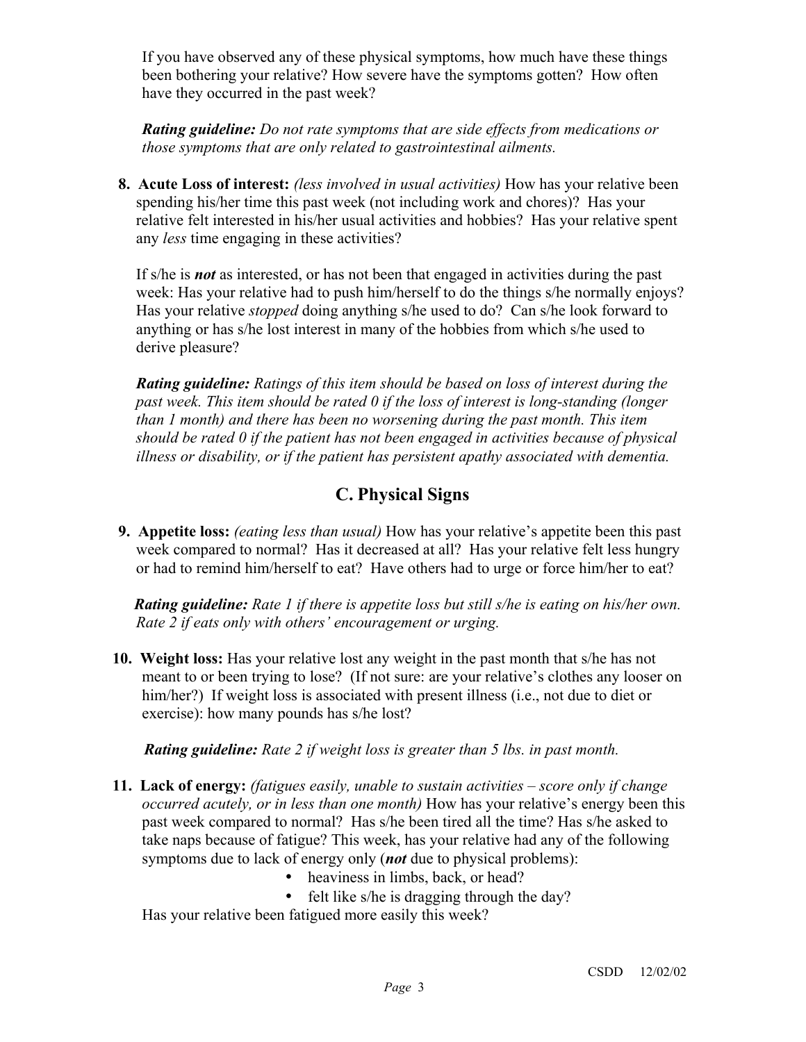If you have observed any of these physical symptoms, how much have these things been bothering your relative? How severe have the symptoms gotten? How often have they occurred in the past week?

***Rating guideline:*** *Do not rate symptoms that are side effects from medications or those symptoms that are only related to gastrointestinal ailments.*

8. **Acute Loss of interest:** *(less involved in usual activities)* How has your relative been spending his/her time this past week (not including work and chores)? Has your relative felt interested in his/her usual activities and hobbies? Has your relative spent any *less* time engaging in these activities?

   If s/he is ***not*** as interested, or has not been that engaged in activities during the past week: Has your relative had to push him/herself to do the things s/he normally enjoys? Has your relative *stopped* doing anything s/he used to do? Can s/he look forward to anything or has s/he lost interest in many of the hobbies from which s/he used to derive pleasure?

   ***Rating guideline:*** *Ratings of this item should be based on loss of interest during the past week. This item should be rated 0 if the loss of interest is long-standing (longer than 1 month) and there has been no worsening during the past month. This item should be rated 0 if the patient has not been engaged in activities because of physical illness or disability, or if the patient has persistent apathy associated with dementia.*

## C. Physical Signs

9. **Appetite loss:** *(eating less than usual)* How has your relative's appetite been this past week compared to normal? Has it decreased at all? Has your relative felt less hungry or had to remind him/herself to eat? Have others had to urge or force him/her to eat?

   ***Rating guideline:*** *Rate 1 if there is appetite loss but still s/he is eating on his/her own. Rate 2 if eats only with others' encouragement or urging.*

10. **Weight loss:** Has your relative lost any weight in the past month that s/he has not meant to or been trying to lose? (If not sure: are your relative's clothes any looser on him/her?) If weight loss is associated with present illness (i.e., not due to diet or exercise): how many pounds has s/he lost?

    ***Rating guideline:*** *Rate 2 if weight loss is greater than 5 lbs. in past month.*

11. **Lack of energy:** *(fatigues easily, unable to sustain activities – score only if change occurred acutely, or in less than one month)* How has your relative's energy been this past week compared to normal? Has s/he been tired all the time? Has s/he asked to take naps because of fatigue? This week, has your relative had any of the following symptoms due to lack of energy only (***not*** due to physical problems):

    - heaviness in limbs, back, or head?
    - felt like s/he is dragging through the day?

    Has your relative been fatigued more easily this week?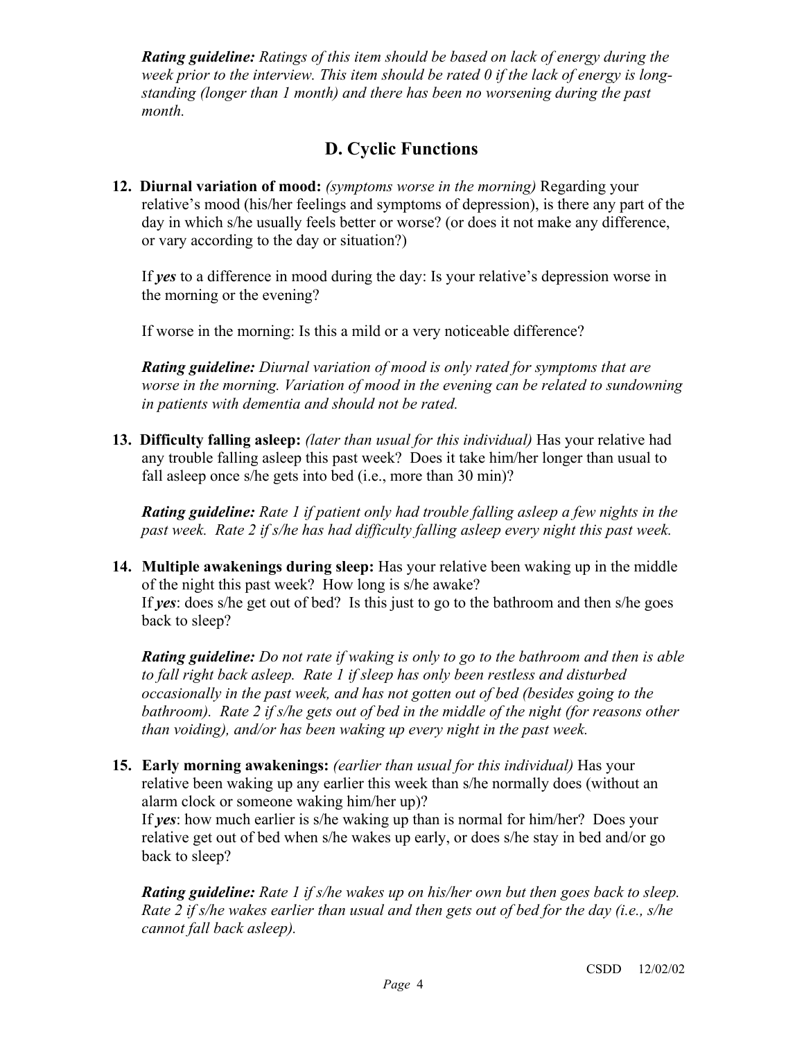*Rating guideline: Ratings of this item should be based on lack of energy during the week prior to the interview. This item should be rated 0 if the lack of energy is long-standing (longer than 1 month) and there has been no worsening during the past month.*

## D. Cyclic Functions

**12. Diurnal variation of mood:** *(symptoms worse in the morning)* Regarding your relative's mood (his/her feelings and symptoms of depression), is there any part of the day in which s/he usually feels better or worse? (or does it not make any difference, or vary according to the day or situation?)

If ***yes*** to a difference in mood during the day: Is your relative's depression worse in the morning or the evening?

If worse in the morning: Is this a mild or a very noticeable difference?

***Rating guideline:*** *Diurnal variation of mood is only rated for symptoms that are worse in the morning. Variation of mood in the evening can be related to sundowning in patients with dementia and should not be rated.*

**13. Difficulty falling asleep:** *(later than usual for this individual)* Has your relative had any trouble falling asleep this past week? Does it take him/her longer than usual to fall asleep once s/he gets into bed (i.e., more than 30 min)?

***Rating guideline:*** *Rate 1 if patient only had trouble falling asleep a few nights in the past week. Rate 2 if s/he has had difficulty falling asleep every night this past week.*

**14. Multiple awakenings during sleep:** Has your relative been waking up in the middle of the night this past week? How long is s/he awake?
If ***yes***: does s/he get out of bed? Is this just to go to the bathroom and then s/he goes back to sleep?

***Rating guideline:*** *Do not rate if waking is only to go to the bathroom and then is able to fall right back asleep. Rate 1 if sleep has only been restless and disturbed occasionally in the past week, and has not gotten out of bed (besides going to the bathroom). Rate 2 if s/he gets out of bed in the middle of the night (for reasons other than voiding), and/or has been waking up every night in the past week.*

**15. Early morning awakenings:** *(earlier than usual for this individual)* Has your relative been waking up any earlier this week than s/he normally does (without an alarm clock or someone waking him/her up)?
If ***yes***: how much earlier is s/he waking up than is normal for him/her? Does your relative get out of bed when s/he wakes up early, or does s/he stay in bed and/or go back to sleep?

***Rating guideline:*** *Rate 1 if s/he wakes up on his/her own but then goes back to sleep. Rate 2 if s/he wakes earlier than usual and then gets out of bed for the day (i.e., s/he cannot fall back asleep).*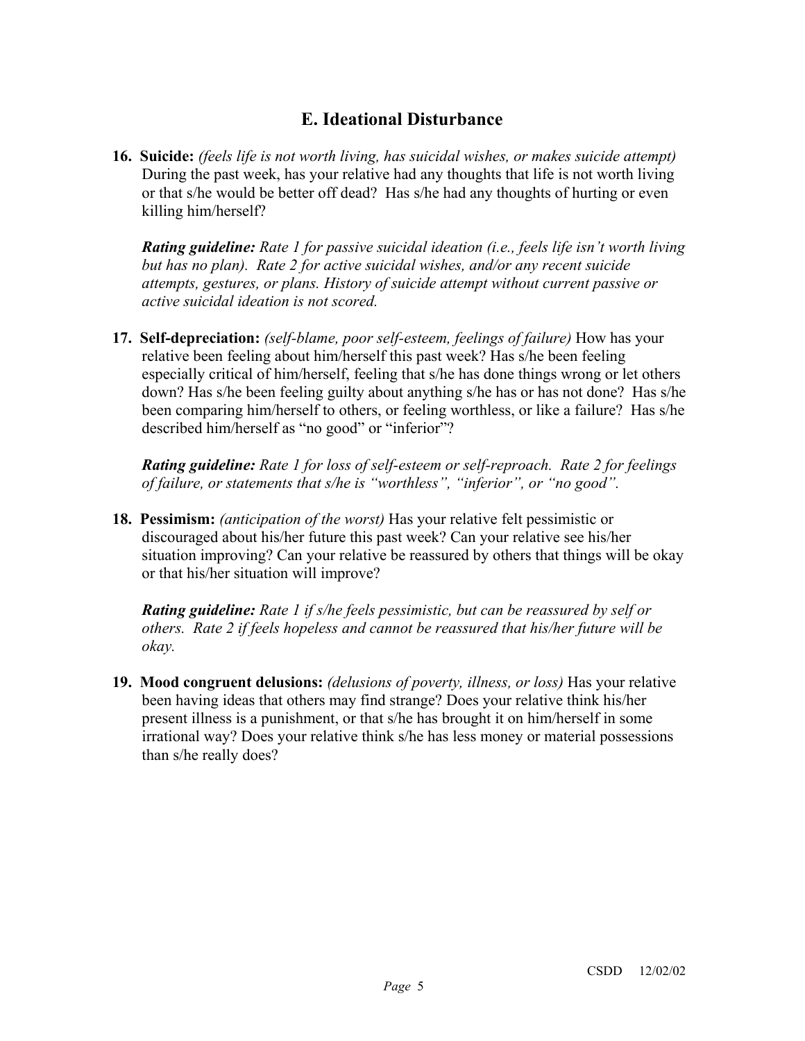## E. Ideational Disturbance

**16. Suicide:** *(feels life is not worth living, has suicidal wishes, or makes suicide attempt)* During the past week, has your relative had any thoughts that life is not worth living or that s/he would be better off dead? Has s/he had any thoughts of hurting or even killing him/herself?

***Rating guideline:*** *Rate 1 for passive suicidal ideation (i.e., feels life isn't worth living but has no plan). Rate 2 for active suicidal wishes, and/or any recent suicide attempts, gestures, or plans. History of suicide attempt without current passive or active suicidal ideation is not scored.*

**17. Self-depreciation:** *(self-blame, poor self-esteem, feelings of failure)* How has your relative been feeling about him/herself this past week? Has s/he been feeling especially critical of him/herself, feeling that s/he has done things wrong or let others down? Has s/he been feeling guilty about anything s/he has or has not done? Has s/he been comparing him/herself to others, or feeling worthless, or like a failure? Has s/he described him/herself as "no good" or "inferior"?

***Rating guideline:*** *Rate 1 for loss of self-esteem or self-reproach. Rate 2 for feelings of failure, or statements that s/he is "worthless", "inferior", or "no good".*

**18. Pessimism:** *(anticipation of the worst)* Has your relative felt pessimistic or discouraged about his/her future this past week? Can your relative see his/her situation improving? Can your relative be reassured by others that things will be okay or that his/her situation will improve?

***Rating guideline:*** *Rate 1 if s/he feels pessimistic, but can be reassured by self or others. Rate 2 if feels hopeless and cannot be reassured that his/her future will be okay.*

**19. Mood congruent delusions:** *(delusions of poverty, illness, or loss)* Has your relative been having ideas that others may find strange? Does your relative think his/her present illness is a punishment, or that s/he has brought it on him/herself in some irrational way? Does your relative think s/he has less money or material possessions than s/he really does?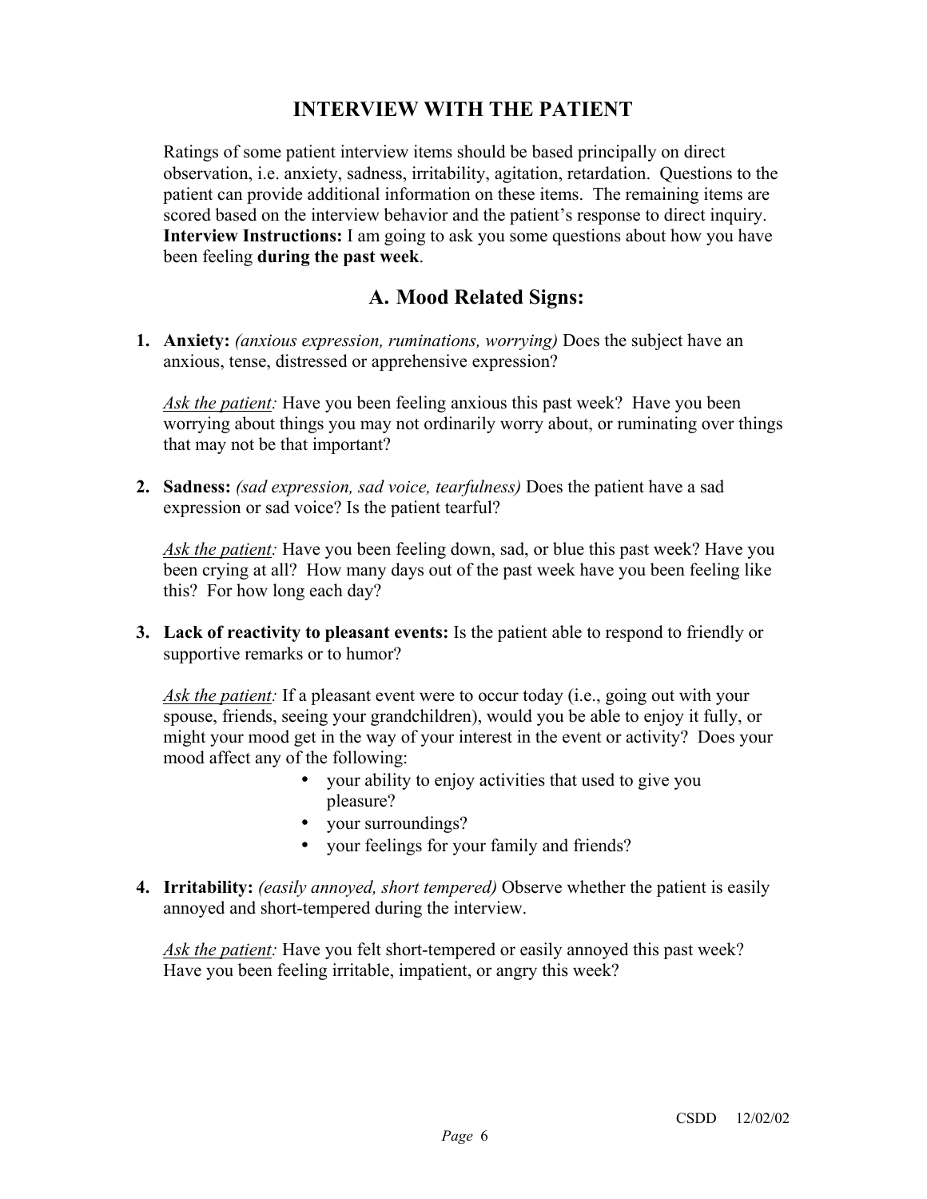# INTERVIEW WITH THE PATIENT

Ratings of some patient interview items should be based principally on direct observation, i.e. anxiety, sadness, irritability, agitation, retardation. Questions to the patient can provide additional information on these items. The remaining items are scored based on the interview behavior and the patient's response to direct inquiry. **Interview Instructions:** I am going to ask you some questions about how you have been feeling **during the past week**.

## A. Mood Related Signs:

1. **Anxiety:** *(anxious expression, ruminations, worrying)* Does the subject have an anxious, tense, distressed or apprehensive expression?

   *Ask the patient:* Have you been feeling anxious this past week? Have you been worrying about things you may not ordinarily worry about, or ruminating over things that may not be that important?

2. **Sadness:** *(sad expression, sad voice, tearfulness)* Does the patient have a sad expression or sad voice? Is the patient tearful?

   *Ask the patient:* Have you been feeling down, sad, or blue this past week? Have you been crying at all? How many days out of the past week have you been feeling like this? For how long each day?

3. **Lack of reactivity to pleasant events:** Is the patient able to respond to friendly or supportive remarks or to humor?

   *Ask the patient:* If a pleasant event were to occur today (i.e., going out with your spouse, friends, seeing your grandchildren), would you be able to enjoy it fully, or might your mood get in the way of your interest in the event or activity? Does your mood affect any of the following:

   - your ability to enjoy activities that used to give you pleasure?
   - your surroundings?
   - your feelings for your family and friends?

4. **Irritability:** *(easily annoyed, short tempered)* Observe whether the patient is easily annoyed and short-tempered during the interview.

   *Ask the patient:* Have you felt short-tempered or easily annoyed this past week? Have you been feeling irritable, impatient, or angry this week?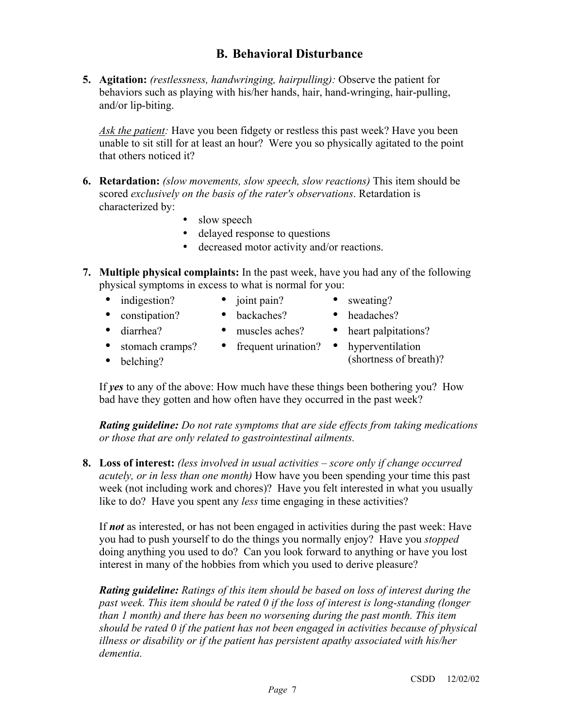## B. Behavioral Disturbance

5. **Agitation:** *(restlessness, handwringing, hairpulling):* Observe the patient for behaviors such as playing with his/her hands, hair, hand-wringing, hair-pulling, and/or lip-biting.

   <u>*Ask the patient*</u>*:* Have you been fidgety or restless this past week? Have you been unable to sit still for at least an hour? Were you so physically agitated to the point that others noticed it?

6. **Retardation:** *(slow movements, slow speech, slow reactions)* This item should be scored *exclusively on the basis of the rater's observations*. Retardation is characterized by:
   - slow speech
   - delayed response to questions
   - decreased motor activity and/or reactions.

7. **Multiple physical complaints:** In the past week, have you had any of the following physical symptoms in excess to what is normal for you:
   - indigestion?
   - constipation?
   - diarrhea?
   - stomach cramps?
   - belching?
   - joint pain?
   - backaches?
   - muscles aches?
   - frequent urination?
   - sweating?
   - headaches?
   - heart palpitations?
   - hyperventilation (shortness of breath)?

   If ***yes*** to any of the above: How much have these things been bothering you? How bad have they gotten and how often have they occurred in the past week?

   ***Rating guideline:*** *Do not rate symptoms that are side effects from taking medications or those that are only related to gastrointestinal ailments.*

8. **Loss of interest:** *(less involved in usual activities – score only if change occurred acutely, or in less than one month)* How have you been spending your time this past week (not including work and chores)? Have you felt interested in what you usually like to do? Have you spent any *less* time engaging in these activities?

   If ***not*** as interested, or has not been engaged in activities during the past week: Have you had to push yourself to do the things you normally enjoy? Have you *stopped* doing anything you used to do? Can you look forward to anything or have you lost interest in many of the hobbies from which you used to derive pleasure?

   ***Rating guideline:*** *Ratings of this item should be based on loss of interest during the past week. This item should be rated 0 if the loss of interest is long-standing (longer than 1 month) and there has been no worsening during the past month. This item should be rated 0 if the patient has not been engaged in activities because of physical illness or disability or if the patient has persistent apathy associated with his/her dementia.*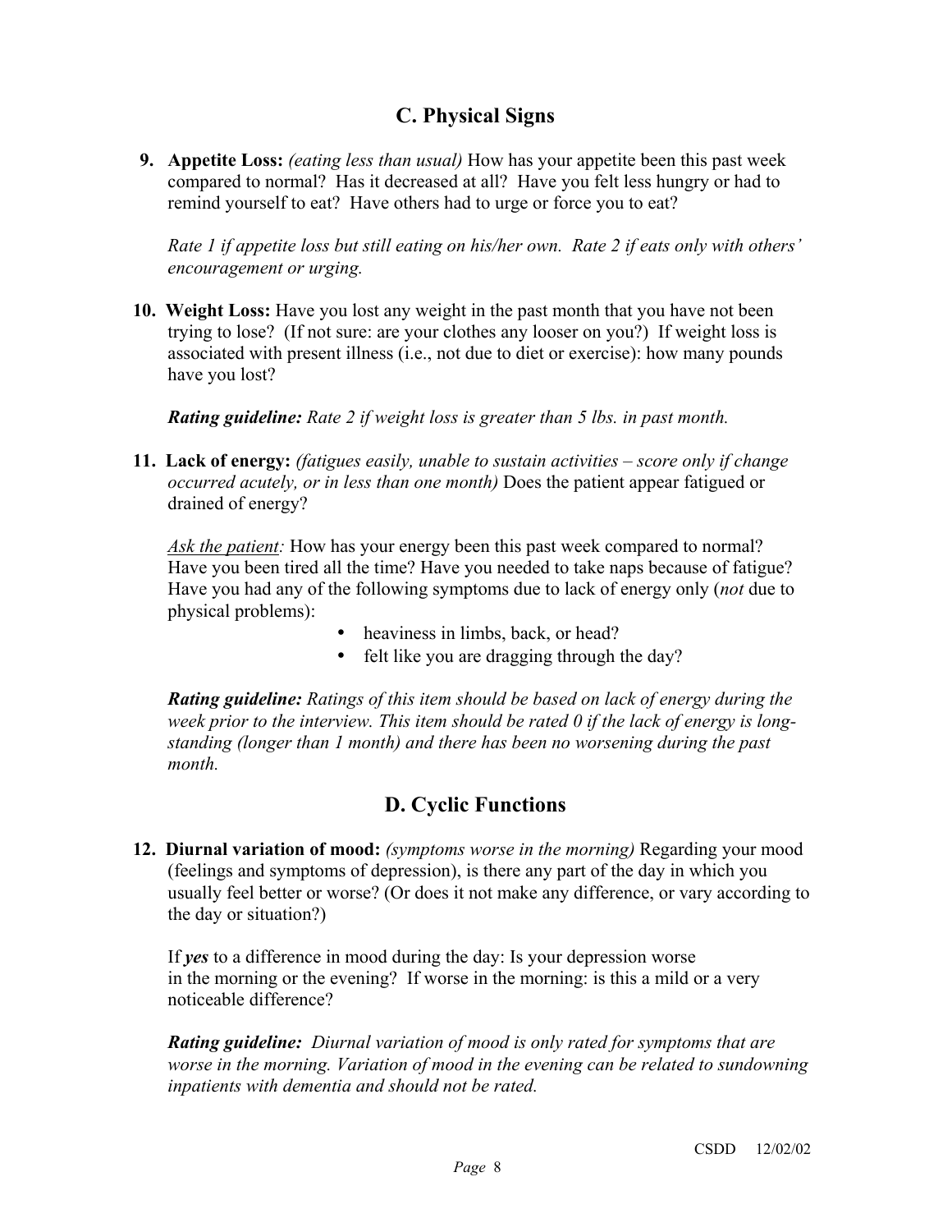## C. Physical Signs

**9. Appetite Loss:** *(eating less than usual)* How has your appetite been this past week compared to normal? Has it decreased at all? Have you felt less hungry or had to remind yourself to eat? Have others had to urge or force you to eat?

*Rate 1 if appetite loss but still eating on his/her own. Rate 2 if eats only with others' encouragement or urging.*

**10. Weight Loss:** Have you lost any weight in the past month that you have not been trying to lose? (If not sure: are your clothes any looser on you?) If weight loss is associated with present illness (i.e., not due to diet or exercise): how many pounds have you lost?

***Rating guideline:*** *Rate 2 if weight loss is greater than 5 lbs. in past month.*

**11. Lack of energy:** *(fatigues easily, unable to sustain activities – score only if change occurred acutely, or in less than one month)* Does the patient appear fatigued or drained of energy?

<u>*Ask the patient*</u>*:* How has your energy been this past week compared to normal? Have you been tired all the time? Have you needed to take naps because of fatigue? Have you had any of the following symptoms due to lack of energy only (*not* due to physical problems):

- heaviness in limbs, back, or head?
- felt like you are dragging through the day?

***Rating guideline:*** *Ratings of this item should be based on lack of energy during the week prior to the interview. This item should be rated 0 if the lack of energy is long-standing (longer than 1 month) and there has been no worsening during the past month.*

## D. Cyclic Functions

**12. Diurnal variation of mood:** *(symptoms worse in the morning)* Regarding your mood (feelings and symptoms of depression), is there any part of the day in which you usually feel better or worse? (Or does it not make any difference, or vary according to the day or situation?)

If ***yes*** to a difference in mood during the day: Is your depression worse in the morning or the evening? If worse in the morning: is this a mild or a very noticeable difference?

***Rating guideline:*** *Diurnal variation of mood is only rated for symptoms that are worse in the morning. Variation of mood in the evening can be related to sundowning inpatients with dementia and should not be rated.*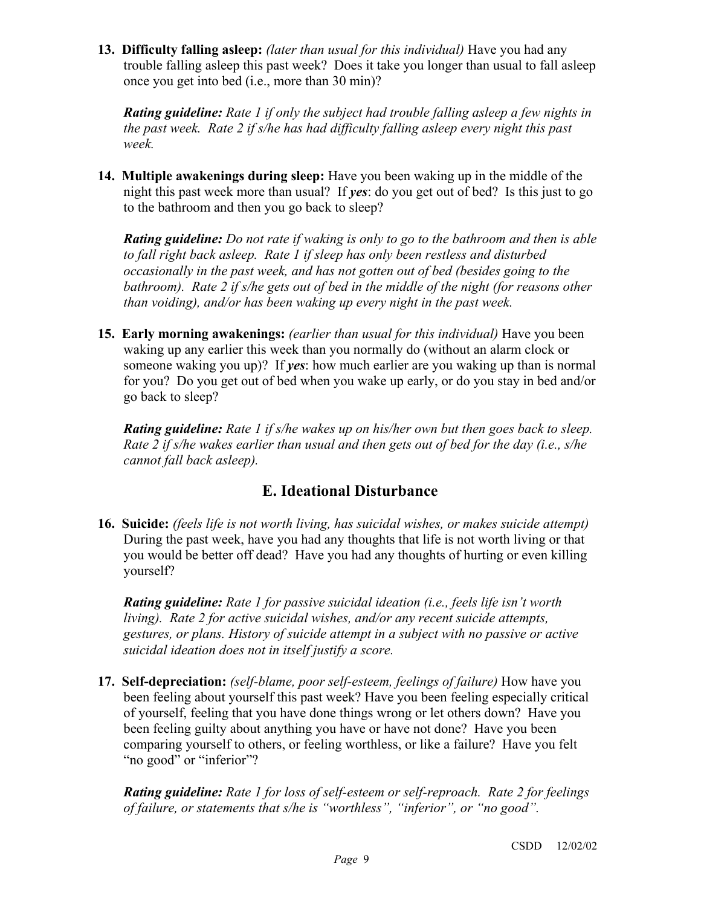**13. Difficulty falling asleep:** *(later than usual for this individual)* Have you had any trouble falling asleep this past week? Does it take you longer than usual to fall asleep once you get into bed (i.e., more than 30 min)?

***Rating guideline:*** *Rate 1 if only the subject had trouble falling asleep a few nights in the past week. Rate 2 if s/he has had difficulty falling asleep every night this past week.*

**14. Multiple awakenings during sleep:** Have you been waking up in the middle of the night this past week more than usual? If ***yes***: do you get out of bed? Is this just to go to the bathroom and then you go back to sleep?

***Rating guideline:*** *Do not rate if waking is only to go to the bathroom and then is able to fall right back asleep. Rate 1 if sleep has only been restless and disturbed occasionally in the past week, and has not gotten out of bed (besides going to the bathroom). Rate 2 if s/he gets out of bed in the middle of the night (for reasons other than voiding), and/or has been waking up every night in the past week.*

**15. Early morning awakenings:** *(earlier than usual for this individual)* Have you been waking up any earlier this week than you normally do (without an alarm clock or someone waking you up)? If ***yes***: how much earlier are you waking up than is normal for you? Do you get out of bed when you wake up early, or do you stay in bed and/or go back to sleep?

***Rating guideline:*** *Rate 1 if s/he wakes up on his/her own but then goes back to sleep. Rate 2 if s/he wakes earlier than usual and then gets out of bed for the day (i.e., s/he cannot fall back asleep).*

## E. Ideational Disturbance

**16. Suicide:** *(feels life is not worth living, has suicidal wishes, or makes suicide attempt)* During the past week, have you had any thoughts that life is not worth living or that you would be better off dead? Have you had any thoughts of hurting or even killing yourself?

***Rating guideline:*** *Rate 1 for passive suicidal ideation (i.e., feels life isn't worth living). Rate 2 for active suicidal wishes, and/or any recent suicide attempts, gestures, or plans. History of suicide attempt in a subject with no passive or active suicidal ideation does not in itself justify a score.*

**17. Self-depreciation:** *(self-blame, poor self-esteem, feelings of failure)* How have you been feeling about yourself this past week? Have you been feeling especially critical of yourself, feeling that you have done things wrong or let others down? Have you been feeling guilty about anything you have or have not done? Have you been comparing yourself to others, or feeling worthless, or like a failure? Have you felt "no good" or "inferior"?

***Rating guideline:*** *Rate 1 for loss of self-esteem or self-reproach. Rate 2 for feelings of failure, or statements that s/he is "worthless", "inferior", or "no good".*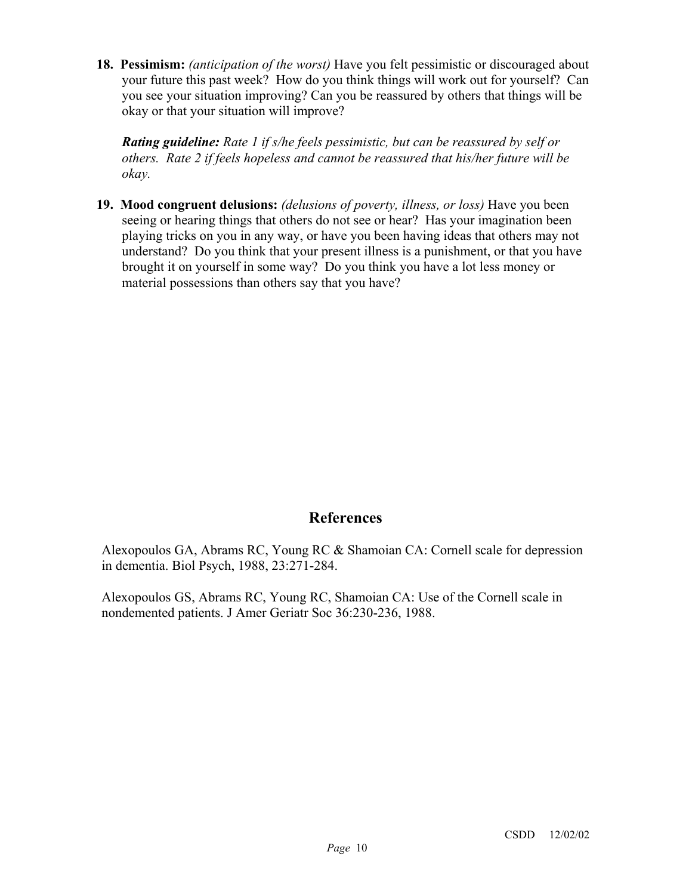18. **Pessimism:** *(anticipation of the worst)* Have you felt pessimistic or discouraged about your future this past week? How do you think things will work out for yourself? Can you see your situation improving? Can you be reassured by others that things will be okay or that your situation will improve?

    ***Rating guideline:*** *Rate 1 if s/he feels pessimistic, but can be reassured by self or others. Rate 2 if feels hopeless and cannot be reassured that his/her future will be okay.*

19. **Mood congruent delusions:** *(delusions of poverty, illness, or loss)* Have you been seeing or hearing things that others do not see or hear? Has your imagination been playing tricks on you in any way, or have you been having ideas that others may not understand? Do you think that your present illness is a punishment, or that you have brought it on yourself in some way? Do you think you have a lot less money or material possessions than others say that you have?

## References

Alexopoulos GA, Abrams RC, Young RC & Shamoian CA: Cornell scale for depression in dementia. Biol Psych, 1988, 23:271-284.

Alexopoulos GS, Abrams RC, Young RC, Shamoian CA: Use of the Cornell scale in nondemented patients. J Amer Geriatr Soc 36:230-236, 1988.